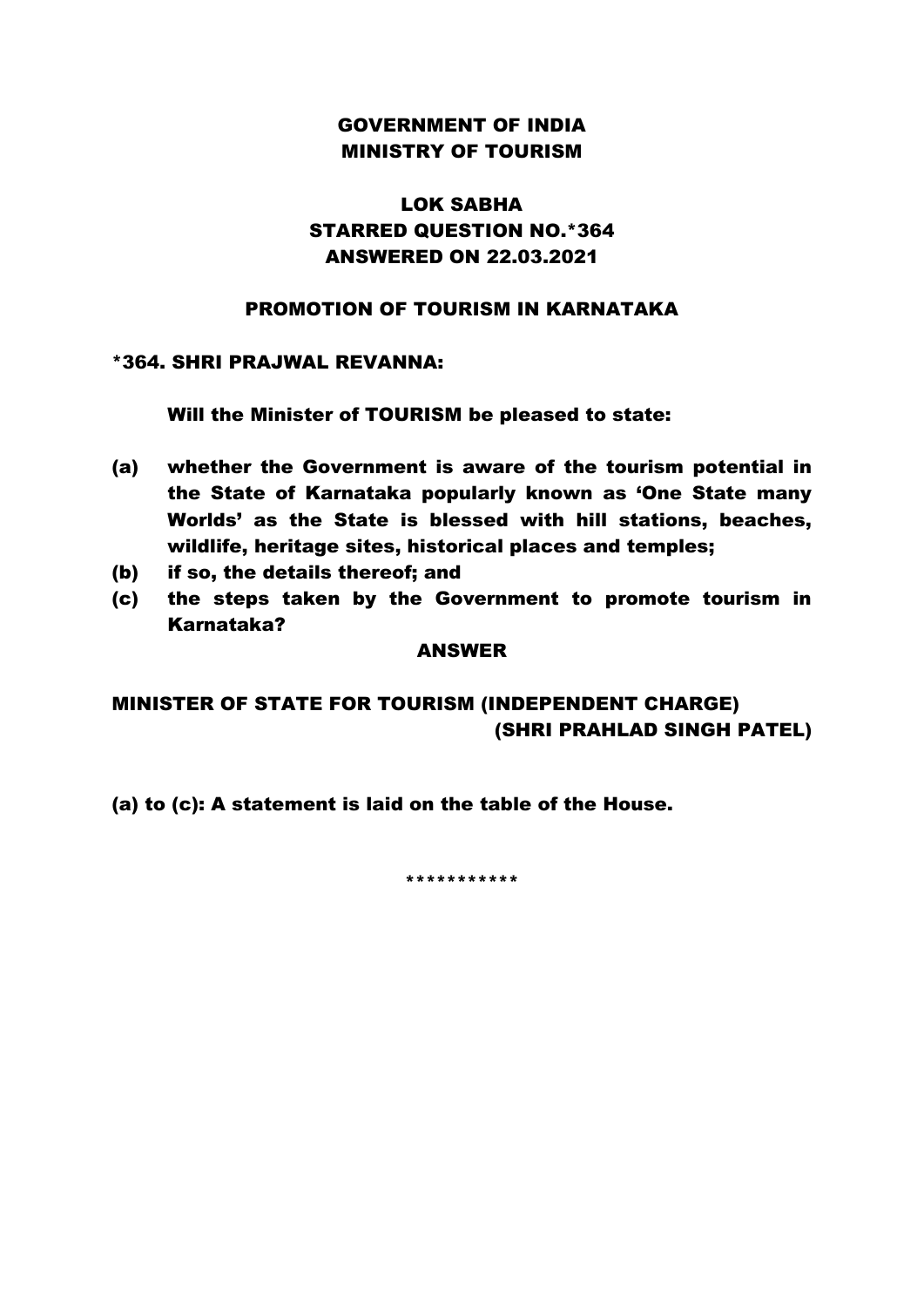# GOVERNMENT OF INDIA
# MINISTRY OF TOURISM

## LOK SABHA
## STARRED QUESTION NO.*364
## ANSWERED ON 22.03.2021

### PROMOTION OF TOURISM IN KARNATAKA

**\*364. SHRI PRAJWAL REVANNA:**

**Will the Minister of TOURISM be pleased to state:**

**(a)** **whether the Government is aware of the tourism potential in the State of Karnataka popularly known as 'One State many Worlds' as the State is blessed with hill stations, beaches, wildlife, heritage sites, historical places and temples;**

**(b)** **if so, the details thereof; and**

**(c)** **the steps taken by the Government to promote tourism in Karnataka?**

**ANSWER**

**MINISTER OF STATE FOR TOURISM (INDEPENDENT CHARGE)**
**(SHRI PRAHLAD SINGH PATEL)**

**(a) to (c): A statement is laid on the table of the House.**

\*\*\*\*\*\*\*\*\*\*\*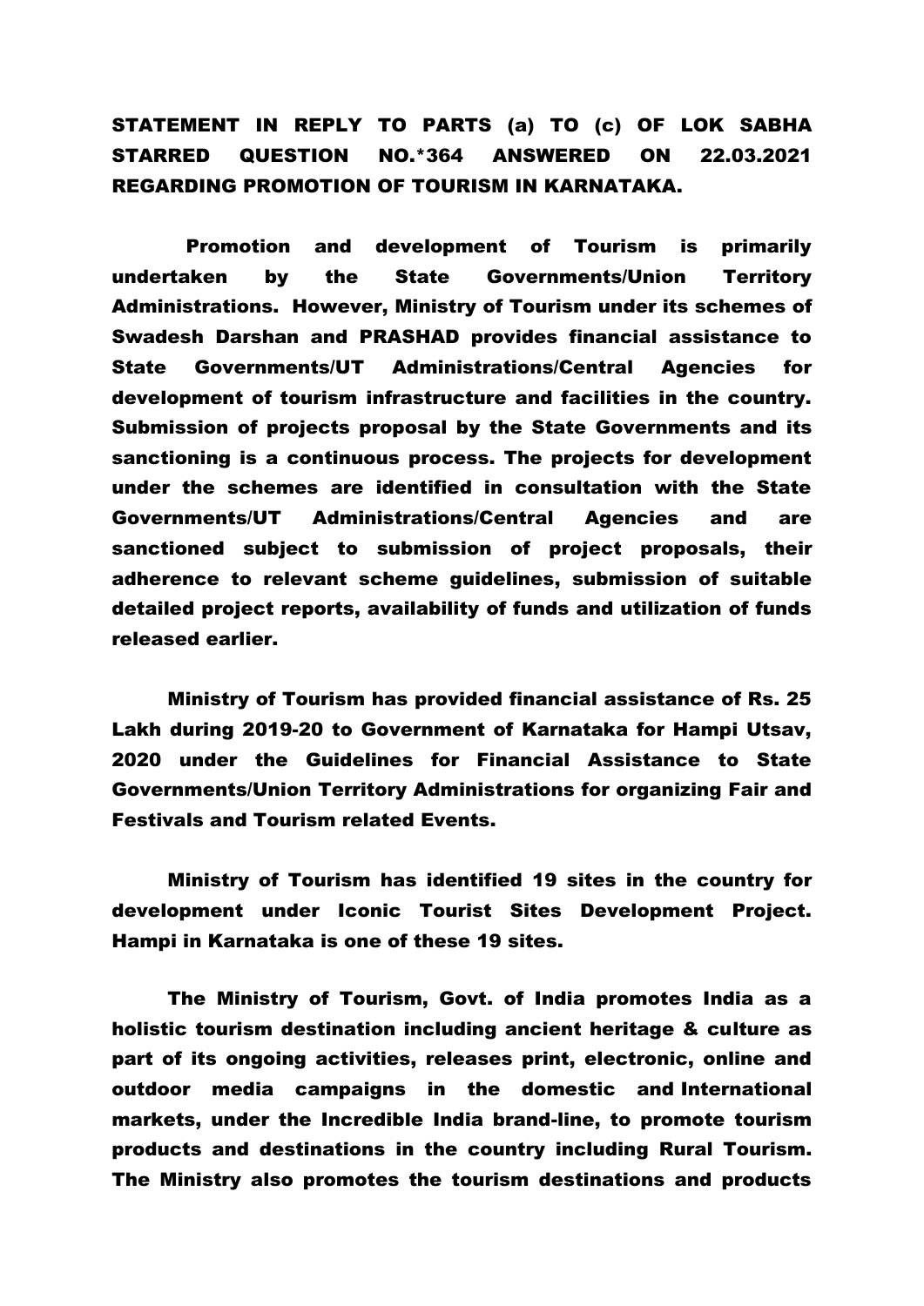**STATEMENT IN REPLY TO PARTS (a) TO (c) OF LOK SABHA STARRED QUESTION NO.*364 ANSWERED ON 22.03.2021 REGARDING PROMOTION OF TOURISM IN KARNATAKA.**

**Promotion and development of Tourism is primarily undertaken by the State Governments/Union Territory Administrations. However, Ministry of Tourism under its schemes of Swadesh Darshan and PRASHAD provides financial assistance to State Governments/UT Administrations/Central Agencies for development of tourism infrastructure and facilities in the country. Submission of projects proposal by the State Governments and its sanctioning is a continuous process. The projects for development under the schemes are identified in consultation with the State Governments/UT Administrations/Central Agencies and are sanctioned subject to submission of project proposals, their adherence to relevant scheme guidelines, submission of suitable detailed project reports, availability of funds and utilization of funds released earlier.**

**Ministry of Tourism has provided financial assistance of Rs. 25 Lakh during 2019-20 to Government of Karnataka for Hampi Utsav, 2020 under the Guidelines for Financial Assistance to State Governments/Union Territory Administrations for organizing Fair and Festivals and Tourism related Events.**

**Ministry of Tourism has identified 19 sites in the country for development under Iconic Tourist Sites Development Project. Hampi in Karnataka is one of these 19 sites.**

**The Ministry of Tourism, Govt. of India promotes India as a holistic tourism destination including ancient heritage & culture as part of its ongoing activities, releases print, electronic, online and outdoor media campaigns in the domestic and International markets, under the Incredible India brand-line, to promote tourism products and destinations in the country including Rural Tourism. The Ministry also promotes the tourism destinations and products**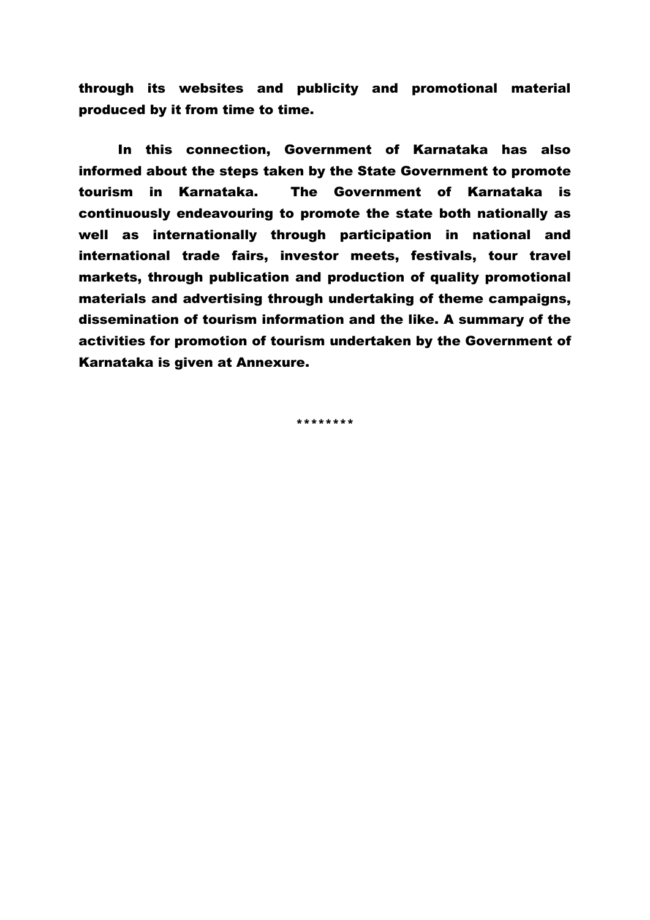**through its websites and publicity and promotional material produced by it from time to time.**

**In this connection, Government of Karnataka has also informed about the steps taken by the State Government to promote tourism in Karnataka. The Government of Karnataka is continuously endeavouring to promote the state both nationally as well as internationally through participation in national and international trade fairs, investor meets, festivals, tour travel markets, through publication and production of quality promotional materials and advertising through undertaking of theme campaigns, dissemination of tourism information and the like. A summary of the activities for promotion of tourism undertaken by the Government of Karnataka is given at Annexure.**

********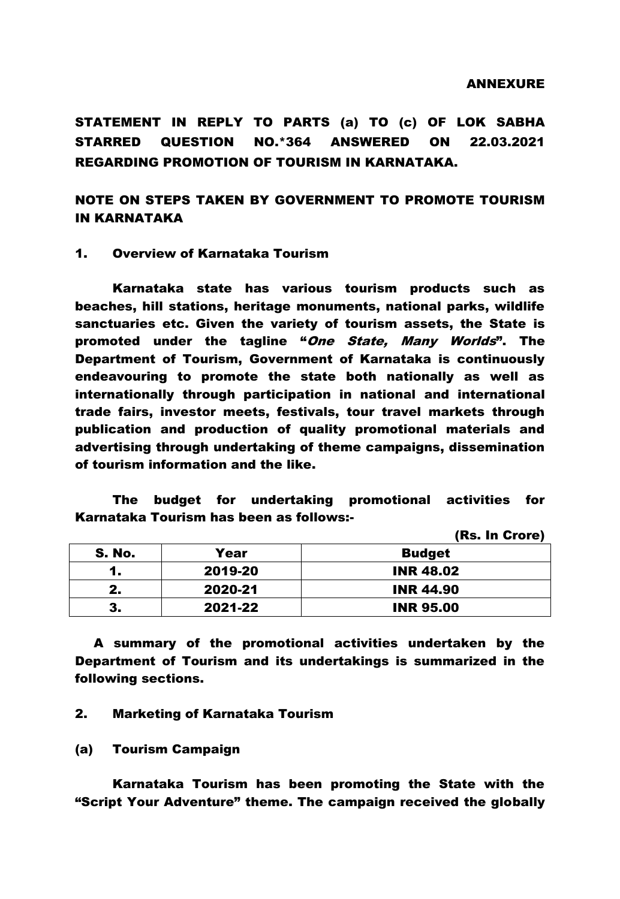ANNEXURE

**STATEMENT IN REPLY TO PARTS (a) TO (c) OF LOK SABHA STARRED QUESTION NO.*364 ANSWERED ON 22.03.2021 REGARDING PROMOTION OF TOURISM IN KARNATAKA.**

**NOTE ON STEPS TAKEN BY GOVERNMENT TO PROMOTE TOURISM IN KARNATAKA**

**1. Overview of Karnataka Tourism**

Karnataka state has various tourism products such as beaches, hill stations, heritage monuments, national parks, wildlife sanctuaries etc. Given the variety of tourism assets, the State is promoted under the tagline "*One State, Many Worlds*". The Department of Tourism, Government of Karnataka is continuously endeavouring to promote the state both nationally as well as internationally through participation in national and international trade fairs, investor meets, festivals, tour travel markets through publication and production of quality promotional materials and advertising through undertaking of theme campaigns, dissemination of tourism information and the like.

The budget for undertaking promotional activities for Karnataka Tourism has been as follows:-

(Rs. In Crore)

| S. No. | Year | Budget |
|---|---|---|
| 1. | 2019-20 | INR 48.02 |
| 2. | 2020-21 | INR 44.90 |
| 3. | 2021-22 | INR 95.00 |

A summary of the promotional activities undertaken by the Department of Tourism and its undertakings is summarized in the following sections.

**2. Marketing of Karnataka Tourism**

**(a) Tourism Campaign**

Karnataka Tourism has been promoting the State with the "Script Your Adventure" theme. The campaign received the globally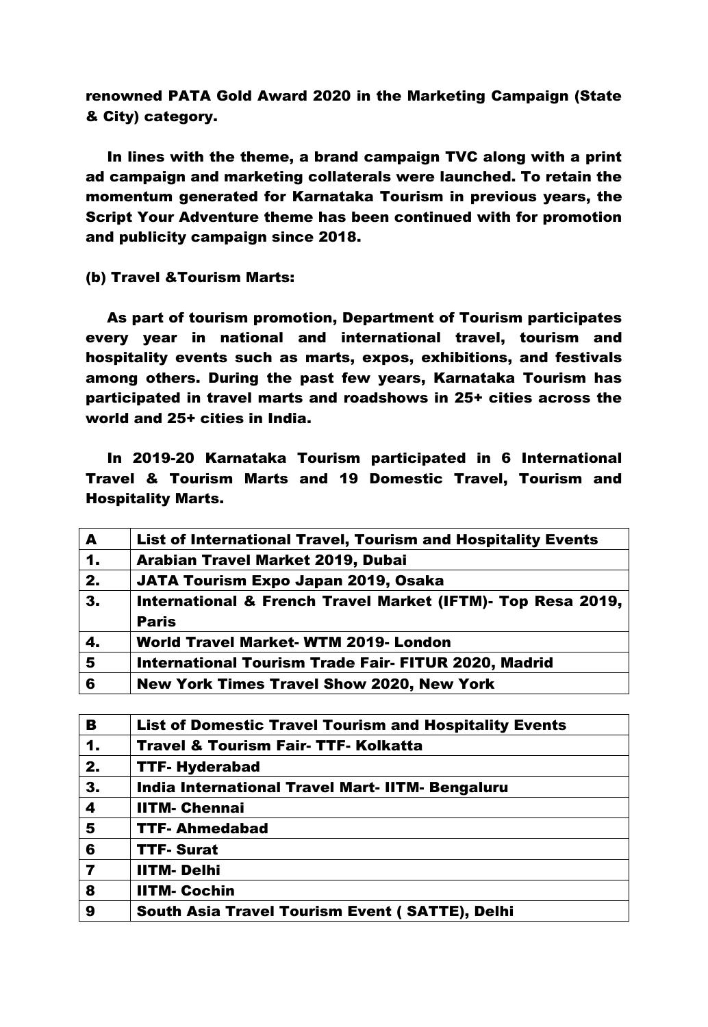**renowned PATA Gold Award 2020 in the Marketing Campaign (State & City) category.**

**In lines with the theme, a brand campaign TVC along with a print ad campaign and marketing collaterals were launched. To retain the momentum generated for Karnataka Tourism in previous years, the Script Your Adventure theme has been continued with for promotion and publicity campaign since 2018.**

**(b) Travel &Tourism Marts:**

**As part of tourism promotion, Department of Tourism participates every year in national and international travel, tourism and hospitality events such as marts, expos, exhibitions, and festivals among others. During the past few years, Karnataka Tourism has participated in travel marts and roadshows in 25+ cities across the world and 25+ cities in India.**

**In 2019-20 Karnataka Tourism participated in 6 International Travel & Tourism Marts and 19 Domestic Travel, Tourism and Hospitality Marts.**

| A | List of International Travel, Tourism and Hospitality Events |
|---|---|
| 1. | Arabian Travel Market 2019, Dubai |
| 2. | JATA Tourism Expo Japan 2019, Osaka |
| 3. | International & French Travel Market (IFTM)- Top Resa 2019, Paris |
| 4. | World Travel Market- WTM 2019- London |
| 5 | International Tourism Trade Fair- FITUR 2020, Madrid |
| 6 | New York Times Travel Show 2020, New York |

| B | List of Domestic Travel Tourism and Hospitality Events |
|---|---|
| 1. | Travel & Tourism Fair- TTF- Kolkatta |
| 2. | TTF- Hyderabad |
| 3. | India International Travel Mart- IITM- Bengaluru |
| 4 | IITM- Chennai |
| 5 | TTF- Ahmedabad |
| 6 | TTF- Surat |
| 7 | IITM- Delhi |
| 8 | IITM- Cochin |
| 9 | South Asia Travel Tourism Event ( SATTE), Delhi |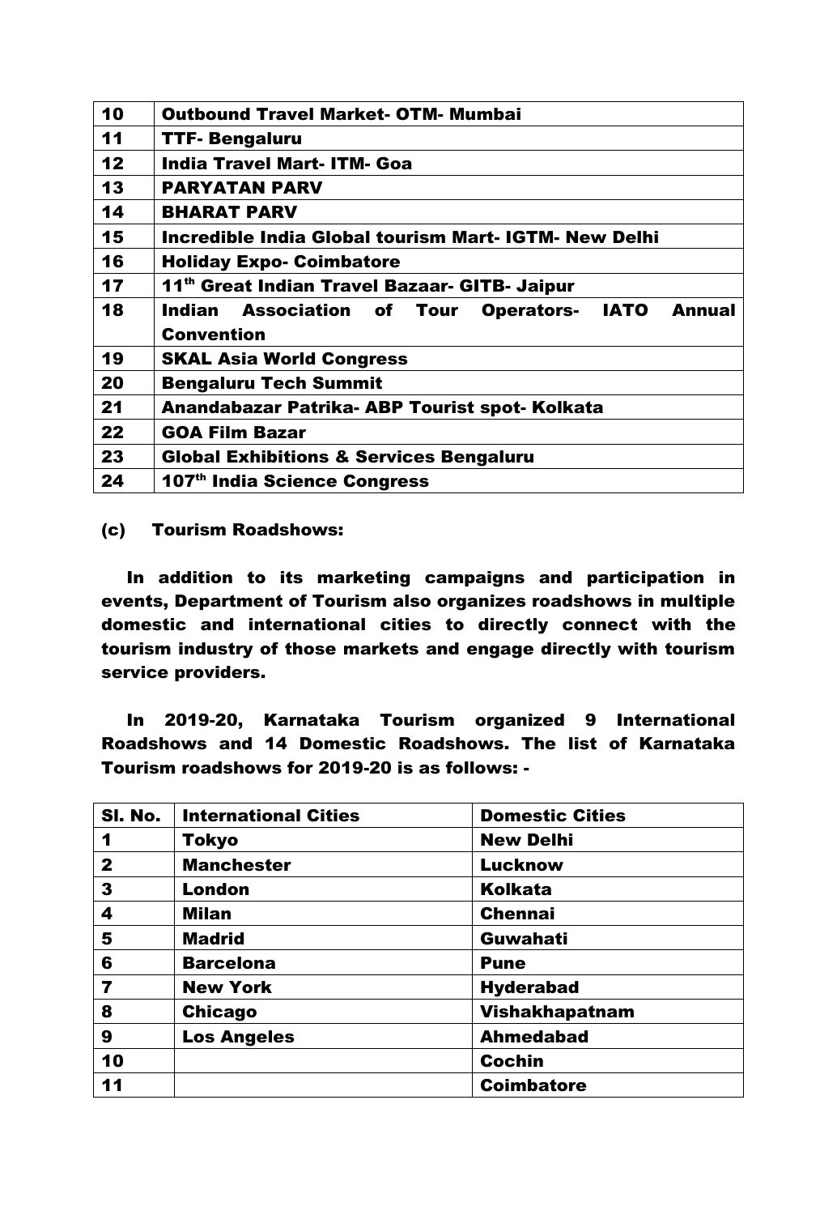| | |
|---|---|
| **10** | **Outbound Travel Market- OTM- Mumbai** |
| **11** | **TTF- Bengaluru** |
| **12** | **India Travel Mart- ITM- Goa** |
| **13** | **PARYATAN PARV** |
| **14** | **BHARAT PARV** |
| **15** | **Incredible India Global tourism Mart- IGTM- New Delhi** |
| **16** | **Holiday Expo- Coimbatore** |
| **17** | **11th Great Indian Travel Bazaar- GITB- Jaipur** |
| **18** | **Indian Association of Tour Operators- IATO Annual Convention** |
| **19** | **SKAL Asia World Congress** |
| **20** | **Bengaluru Tech Summit** |
| **21** | **Anandabazar Patrika- ABP Tourist spot- Kolkata** |
| **22** | **GOA Film Bazar** |
| **23** | **Global Exhibitions & Services Bengaluru** |
| **24** | **107th India Science Congress** |

**(c) Tourism Roadshows:**

**In addition to its marketing campaigns and participation in events, Department of Tourism also organizes roadshows in multiple domestic and international cities to directly connect with the tourism industry of those markets and engage directly with tourism service providers.**

**In 2019-20, Karnataka Tourism organized 9 International Roadshows and 14 Domestic Roadshows. The list of Karnataka Tourism roadshows for 2019-20 is as follows: -**

| **Sl. No.** | **International Cities** | **Domestic Cities** |
|---|---|---|
| **1** | **Tokyo** | **New Delhi** |
| **2** | **Manchester** | **Lucknow** |
| **3** | **London** | **Kolkata** |
| **4** | **Milan** | **Chennai** |
| **5** | **Madrid** | **Guwahati** |
| **6** | **Barcelona** | **Pune** |
| **7** | **New York** | **Hyderabad** |
| **8** | **Chicago** | **Vishakhapatnam** |
| **9** | **Los Angeles** | **Ahmedabad** |
| **10** | | **Cochin** |
| **11** | | **Coimbatore** |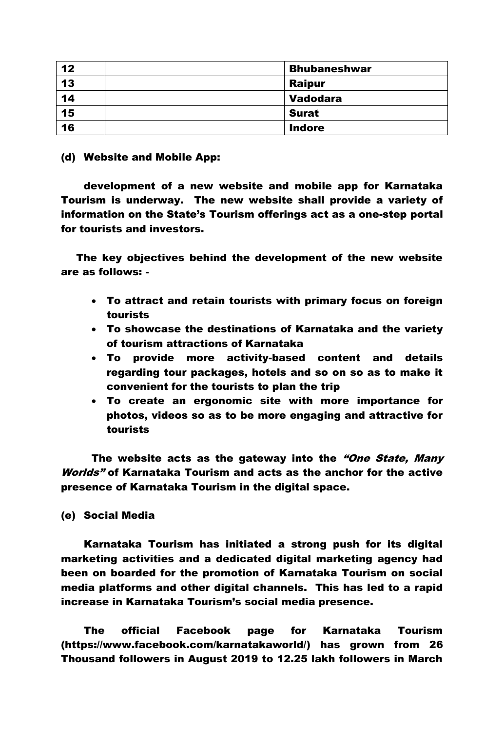| 12 | | Bhubaneshwar |
|---|---|---|
| 13 | | Raipur |
| 14 | | Vadodara |
| 15 | | Surat |
| 16 | | Indore |

**(d) Website and Mobile App:**

**development of a new website and mobile app for Karnataka Tourism is underway. The new website shall provide a variety of information on the State's Tourism offerings act as a one-step portal for tourists and investors.**

**The key objectives behind the development of the new website are as follows: -**

- **To attract and retain tourists with primary focus on foreign tourists**
- **To showcase the destinations of Karnataka and the variety of tourism attractions of Karnataka**
- **To provide more activity-based content and details regarding tour packages, hotels and so on so as to make it convenient for the tourists to plan the trip**
- **To create an ergonomic site with more importance for photos, videos so as to be more engaging and attractive for tourists**

**The website acts as the gateway into the *"One State, Many Worlds"* of Karnataka Tourism and acts as the anchor for the active presence of Karnataka Tourism in the digital space.**

**(e) Social Media**

**Karnataka Tourism has initiated a strong push for its digital marketing activities and a dedicated digital marketing agency had been on boarded for the promotion of Karnataka Tourism on social media platforms and other digital channels. This has led to a rapid increase in Karnataka Tourism's social media presence.**

**The official Facebook page for Karnataka Tourism (https://www.facebook.com/karnatakaworld/) has grown from 26 Thousand followers in August 2019 to 12.25 lakh followers in March**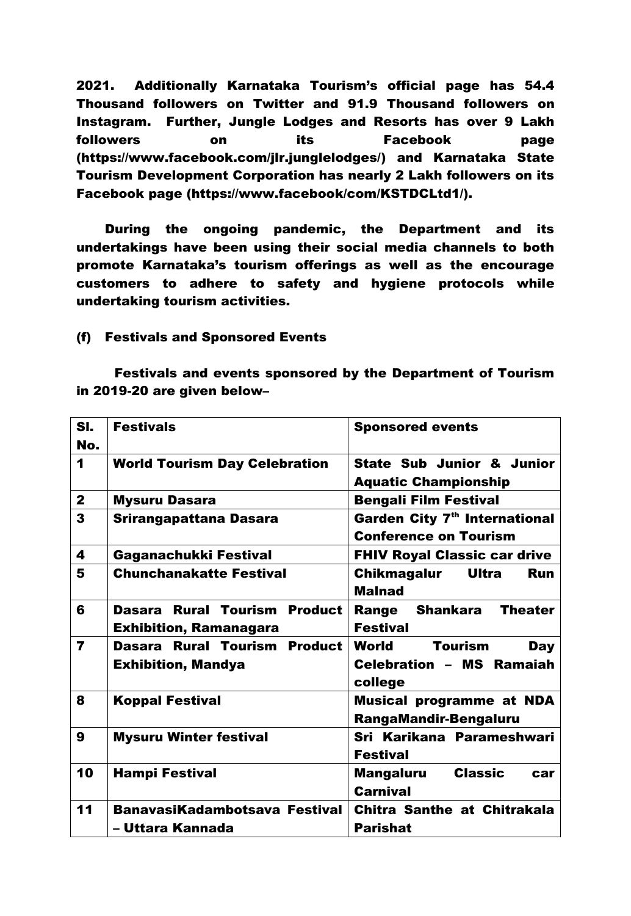**2021. Additionally Karnataka Tourism's official page has 54.4 Thousand followers on Twitter and 91.9 Thousand followers on Instagram. Further, Jungle Lodges and Resorts has over 9 Lakh followers on its Facebook page (https://www.facebook.com/jlr.junglelodges/) and Karnataka State Tourism Development Corporation has nearly 2 Lakh followers on its Facebook page (https://www.facebook/com/KSTDCLtd1/).**

**During the ongoing pandemic, the Department and its undertakings have been using their social media channels to both promote Karnataka's tourism offerings as well as the encourage customers to adhere to safety and hygiene protocols while undertaking tourism activities.**

**(f) Festivals and Sponsored Events**

**Festivals and events sponsored by the Department of Tourism in 2019-20 are given below–**

| Sl. No. | Festivals | Sponsored events |
|---|---|---|
| 1 | World Tourism Day Celebration | State Sub Junior & Junior Aquatic Championship |
| 2 | Mysuru Dasara | Bengali Film Festival |
| 3 | Srirangapattana Dasara | Garden City 7th International Conference on Tourism |
| 4 | Gaganachukki Festival | FHIV Royal Classic car drive |
| 5 | Chunchanakatte Festival | Chikmagalur Ultra Run Malnad |
| 6 | Dasara Rural Tourism Product Exhibition, Ramanagara | Range Shankara Theater Festival |
| 7 | Dasara Rural Tourism Product Exhibition, Mandya | World Tourism Day Celebration – MS Ramaiah college |
| 8 | Koppal Festival | Musical programme at NDA RangaMandir-Bengaluru |
| 9 | Mysuru Winter festival | Sri Karikana Parameshwari Festival |
| 10 | Hampi Festival | Mangaluru Classic car Carnival |
| 11 | BanavasiKadambotsava Festival – Uttara Kannada | Chitra Santhe at Chitrakala Parishat |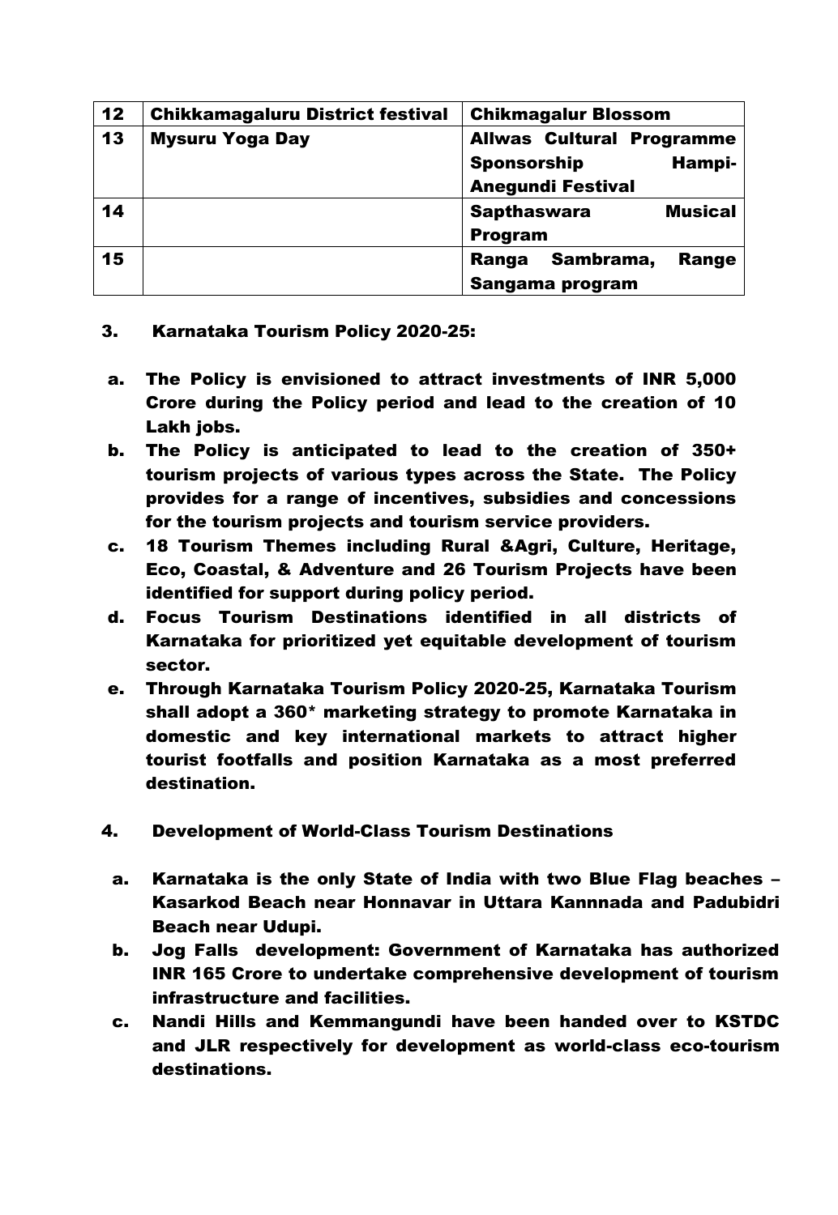| 12 | Chikkamagaluru District festival | Chikmagalur Blossom |
|---|---|---|
| 13 | Mysuru Yoga Day | Allwas Cultural Programme Sponsorship Hampi-Anegundi Festival |
| 14 | | Sapthaswara Musical Program |
| 15 | | Ranga Sambrama, Range Sangama program |

**3. Karnataka Tourism Policy 2020-25:**

a. The Policy is envisioned to attract investments of INR 5,000 Crore during the Policy period and lead to the creation of 10 Lakh jobs.

b. The Policy is anticipated to lead to the creation of 350+ tourism projects of various types across the State. The Policy provides for a range of incentives, subsidies and concessions for the tourism projects and tourism service providers.

c. 18 Tourism Themes including Rural &Agri, Culture, Heritage, Eco, Coastal, & Adventure and 26 Tourism Projects have been identified for support during policy period.

d. Focus Tourism Destinations identified in all districts of Karnataka for prioritized yet equitable development of tourism sector.

e. Through Karnataka Tourism Policy 2020-25, Karnataka Tourism shall adopt a 360* marketing strategy to promote Karnataka in domestic and key international markets to attract higher tourist footfalls and position Karnataka as a most preferred destination.

**4. Development of World-Class Tourism Destinations**

a. Karnataka is the only State of India with two Blue Flag beaches – Kasarkod Beach near Honnavar in Uttara Kannnada and Padubidri Beach near Udupi.

b. Jog Falls development: Government of Karnataka has authorized INR 165 Crore to undertake comprehensive development of tourism infrastructure and facilities.

c. Nandi Hills and Kemmangundi have been handed over to KSTDC and JLR respectively for development as world-class eco-tourism destinations.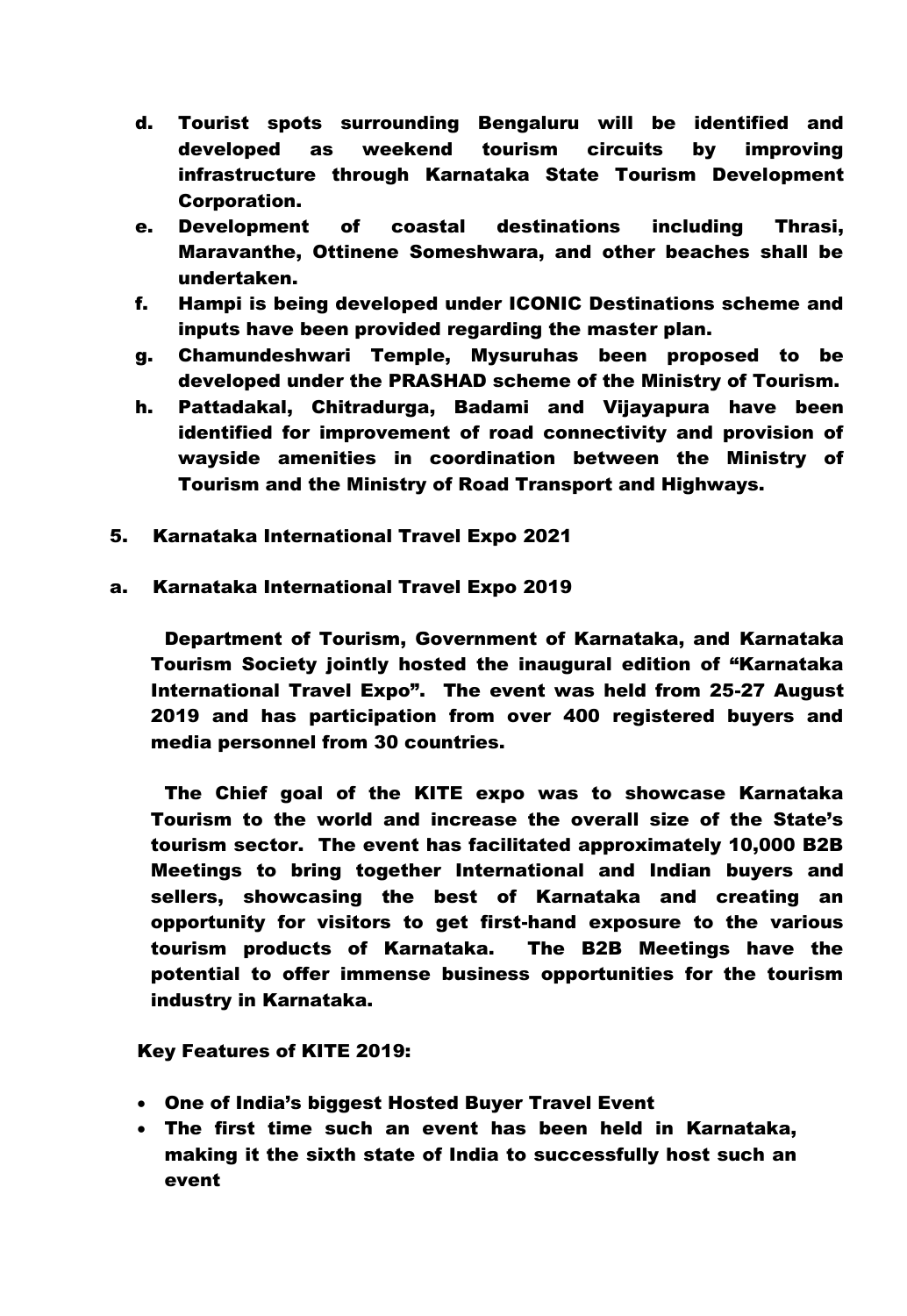d. Tourist spots surrounding Bengaluru will be identified and developed as weekend tourism circuits by improving infrastructure through Karnataka State Tourism Development Corporation.

e. Development of coastal destinations including Thrasi, Maravanthe, Ottinene Someshwara, and other beaches shall be undertaken.

f. Hampi is being developed under ICONIC Destinations scheme and inputs have been provided regarding the master plan.

g. Chamundeshwari Temple, Mysuruhas been proposed to be developed under the PRASHAD scheme of the Ministry of Tourism.

h. Pattadakal, Chitradurga, Badami and Vijayapura have been identified for improvement of road connectivity and provision of wayside amenities in coordination between the Ministry of Tourism and the Ministry of Road Transport and Highways.

5. Karnataka International Travel Expo 2021

a. Karnataka International Travel Expo 2019

Department of Tourism, Government of Karnataka, and Karnataka Tourism Society jointly hosted the inaugural edition of "Karnataka International Travel Expo". The event was held from 25-27 August 2019 and has participation from over 400 registered buyers and media personnel from 30 countries.

The Chief goal of the KITE expo was to showcase Karnataka Tourism to the world and increase the overall size of the State's tourism sector. The event has facilitated approximately 10,000 B2B Meetings to bring together International and Indian buyers and sellers, showcasing the best of Karnataka and creating an opportunity for visitors to get first-hand exposure to the various tourism products of Karnataka. The B2B Meetings have the potential to offer immense business opportunities for the tourism industry in Karnataka.

Key Features of KITE 2019:

- One of India's biggest Hosted Buyer Travel Event
- The first time such an event has been held in Karnataka, making it the sixth state of India to successfully host such an event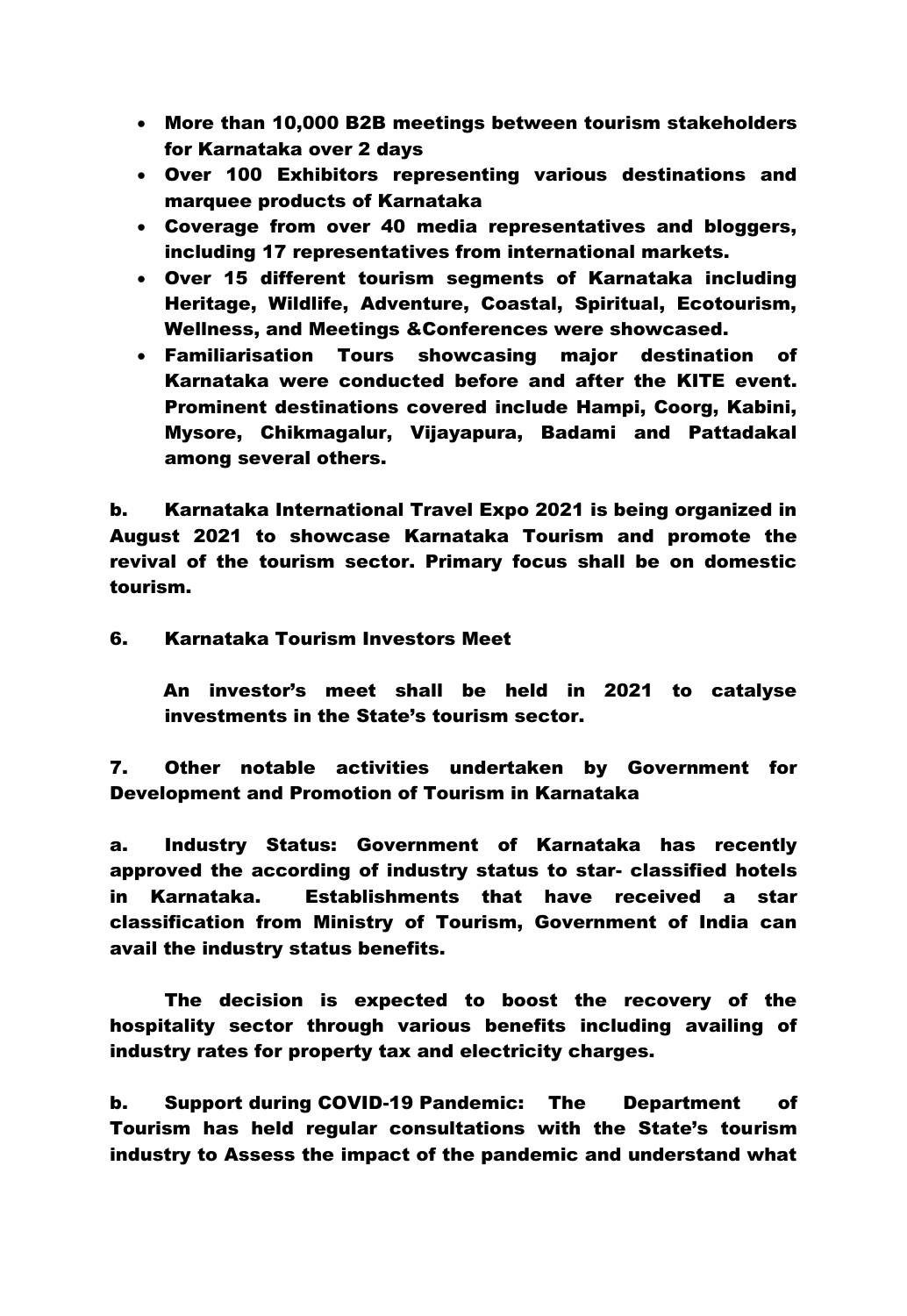- More than 10,000 B2B meetings between tourism stakeholders for Karnataka over 2 days
- Over 100 Exhibitors representing various destinations and marquee products of Karnataka
- Coverage from over 40 media representatives and bloggers, including 17 representatives from international markets.
- Over 15 different tourism segments of Karnataka including Heritage, Wildlife, Adventure, Coastal, Spiritual, Ecotourism, Wellness, and Meetings &Conferences were showcased.
- Familiarisation Tours showcasing major destination of Karnataka were conducted before and after the KITE event. Prominent destinations covered include Hampi, Coorg, Kabini, Mysore, Chikmagalur, Vijayapura, Badami and Pattadakal among several others.

**b.** Karnataka International Travel Expo 2021 is being organized in August 2021 to showcase Karnataka Tourism and promote the revival of the tourism sector. Primary focus shall be on domestic tourism.

**6. Karnataka Tourism Investors Meet**

An investor's meet shall be held in 2021 to catalyse investments in the State's tourism sector.

**7. Other notable activities undertaken by Government for Development and Promotion of Tourism in Karnataka**

**a. Industry Status:** Government of Karnataka has recently approved the according of industry status to star- classified hotels in Karnataka. Establishments that have received a star classification from Ministry of Tourism, Government of India can avail the industry status benefits.

The decision is expected to boost the recovery of the hospitality sector through various benefits including availing of industry rates for property tax and electricity charges.

**b. Support during COVID-19 Pandemic:** The Department of Tourism has held regular consultations with the State's tourism industry to Assess the impact of the pandemic and understand what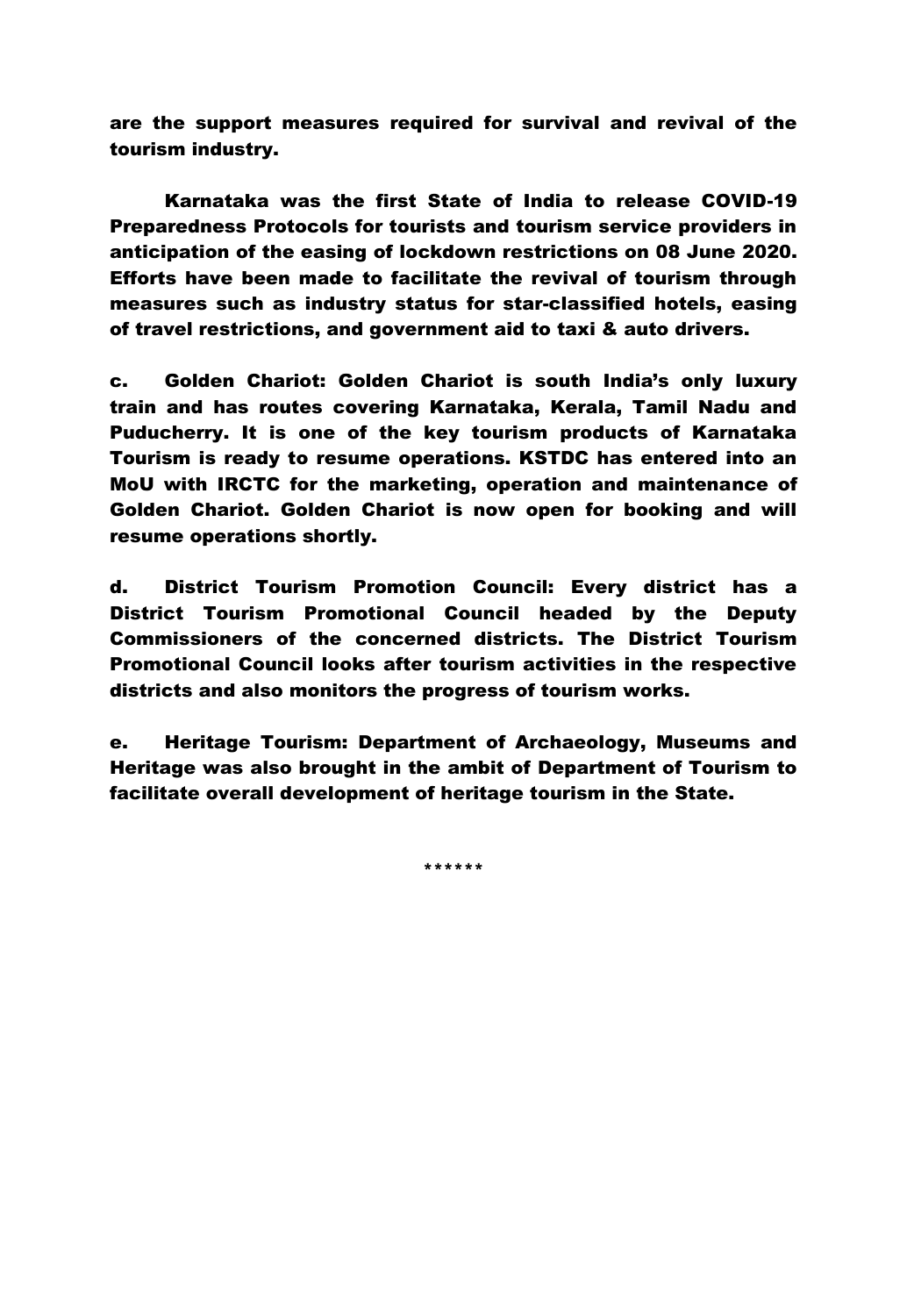**are the support measures required for survival and revival of the tourism industry.**

**Karnataka was the first State of India to release COVID-19 Preparedness Protocols for tourists and tourism service providers in anticipation of the easing of lockdown restrictions on 08 June 2020. Efforts have been made to facilitate the revival of tourism through measures such as industry status for star-classified hotels, easing of travel restrictions, and government aid to taxi & auto drivers.**

**c. Golden Chariot: Golden Chariot is south India's only luxury train and has routes covering Karnataka, Kerala, Tamil Nadu and Puducherry. It is one of the key tourism products of Karnataka Tourism is ready to resume operations. KSTDC has entered into an MoU with IRCTC for the marketing, operation and maintenance of Golden Chariot. Golden Chariot is now open for booking and will resume operations shortly.**

**d. District Tourism Promotion Council: Every district has a District Tourism Promotional Council headed by the Deputy Commissioners of the concerned districts. The District Tourism Promotional Council looks after tourism activities in the respective districts and also monitors the progress of tourism works.**

**e. Heritage Tourism: Department of Archaeology, Museums and Heritage was also brought in the ambit of Department of Tourism to facilitate overall development of heritage tourism in the State.**

******